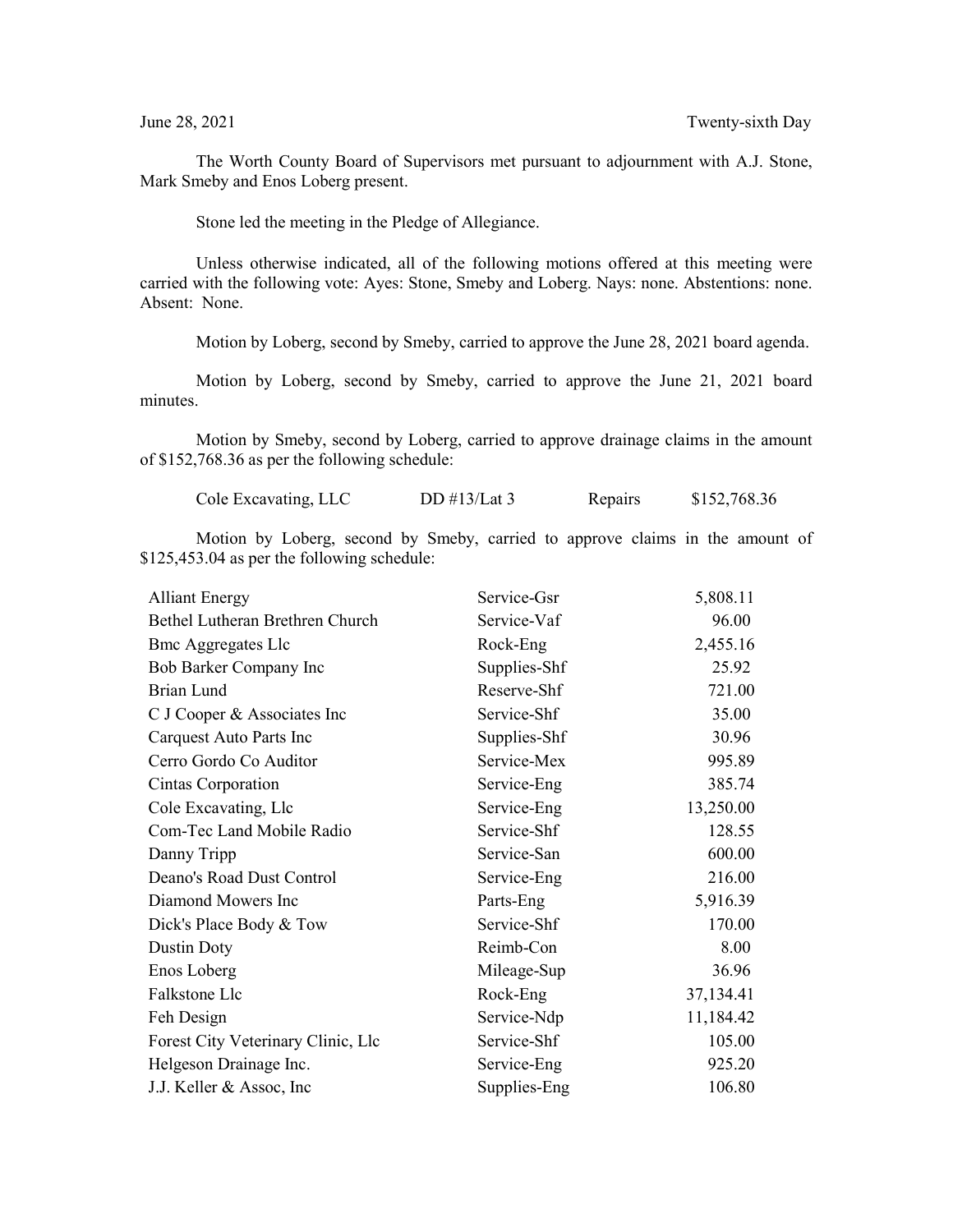June 28, 2021 Twenty-sixth Day

The Worth County Board of Supervisors met pursuant to adjournment with A.J. Stone, Mark Smeby and Enos Loberg present.

Stone led the meeting in the Pledge of Allegiance.

Unless otherwise indicated, all of the following motions offered at this meeting were carried with the following vote: Ayes: Stone, Smeby and Loberg. Nays: none. Abstentions: none. Absent: None.

Motion by Loberg, second by Smeby, carried to approve the June 28, 2021 board agenda.

Motion by Loberg, second by Smeby, carried to approve the June 21, 2021 board minutes.

Motion by Smeby, second by Loberg, carried to approve drainage claims in the amount of $152,768.36 as per the following schedule:

| | | | |
|---|---|---|---|
| Cole Excavating, LLC | DD #13/Lat 3 | Repairs | $152,768.36 |

Motion by Loberg, second by Smeby, carried to approve claims in the amount of $125,453.04 as per the following schedule:

| | | |
|---|---|---|
| Alliant Energy | Service-Gsr | 5,808.11 |
| Bethel Lutheran Brethren Church | Service-Vaf | 96.00 |
| Bmc Aggregates Llc | Rock-Eng | 2,455.16 |
| Bob Barker Company Inc | Supplies-Shf | 25.92 |
| Brian Lund | Reserve-Shf | 721.00 |
| C J Cooper & Associates Inc | Service-Shf | 35.00 |
| Carquest Auto Parts Inc | Supplies-Shf | 30.96 |
| Cerro Gordo Co Auditor | Service-Mex | 995.89 |
| Cintas Corporation | Service-Eng | 385.74 |
| Cole Excavating, Llc | Service-Eng | 13,250.00 |
| Com-Tec Land Mobile Radio | Service-Shf | 128.55 |
| Danny Tripp | Service-San | 600.00 |
| Deano's Road Dust Control | Service-Eng | 216.00 |
| Diamond Mowers Inc | Parts-Eng | 5,916.39 |
| Dick's Place Body & Tow | Service-Shf | 170.00 |
| Dustin Doty | Reimb-Con | 8.00 |
| Enos Loberg | Mileage-Sup | 36.96 |
| Falkstone Llc | Rock-Eng | 37,134.41 |
| Feh Design | Service-Ndp | 11,184.42 |
| Forest City Veterinary Clinic, Llc | Service-Shf | 105.00 |
| Helgeson Drainage Inc. | Service-Eng | 925.20 |
| J.J. Keller & Assoc, Inc | Supplies-Eng | 106.80 |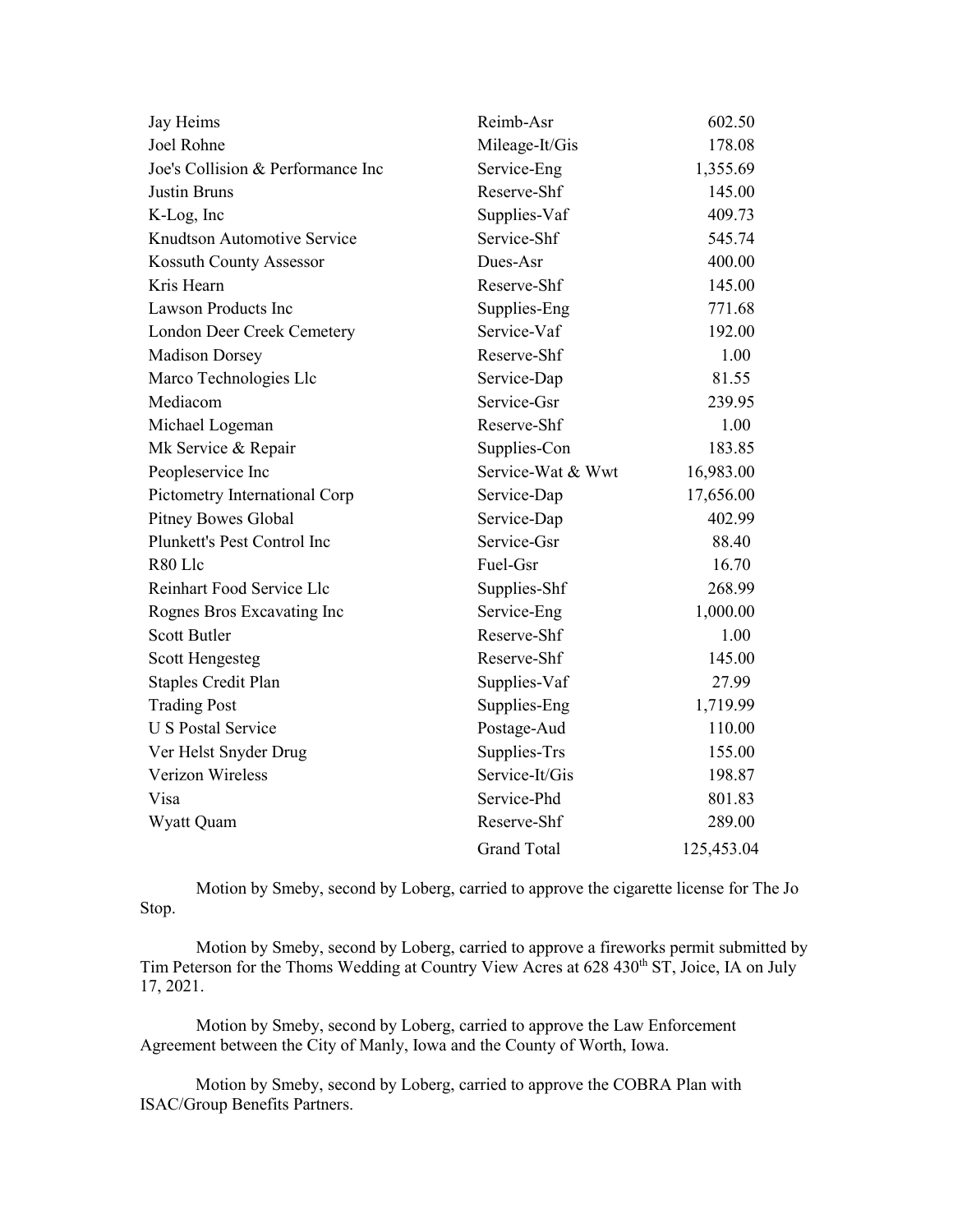| | | |
|---|---|---|
| Jay Heims | Reimb-Asr | 602.50 |
| Joel Rohne | Mileage-It/Gis | 178.08 |
| Joe's Collision & Performance Inc | Service-Eng | 1,355.69 |
| Justin Bruns | Reserve-Shf | 145.00 |
| K-Log, Inc | Supplies-Vaf | 409.73 |
| Knudtson Automotive Service | Service-Shf | 545.74 |
| Kossuth County Assessor | Dues-Asr | 400.00 |
| Kris Hearn | Reserve-Shf | 145.00 |
| Lawson Products Inc | Supplies-Eng | 771.68 |
| London Deer Creek Cemetery | Service-Vaf | 192.00 |
| Madison Dorsey | Reserve-Shf | 1.00 |
| Marco Technologies Llc | Service-Dap | 81.55 |
| Mediacom | Service-Gsr | 239.95 |
| Michael Logeman | Reserve-Shf | 1.00 |
| Mk Service & Repair | Supplies-Con | 183.85 |
| Peopleservice Inc | Service-Wat & Wwt | 16,983.00 |
| Pictometry International Corp | Service-Dap | 17,656.00 |
| Pitney Bowes Global | Service-Dap | 402.99 |
| Plunkett's Pest Control Inc | Service-Gsr | 88.40 |
| R80 Llc | Fuel-Gsr | 16.70 |
| Reinhart Food Service Llc | Supplies-Shf | 268.99 |
| Rognes Bros Excavating Inc | Service-Eng | 1,000.00 |
| Scott Butler | Reserve-Shf | 1.00 |
| Scott Hengesteg | Reserve-Shf | 145.00 |
| Staples Credit Plan | Supplies-Vaf | 27.99 |
| Trading Post | Supplies-Eng | 1,719.99 |
| U S Postal Service | Postage-Aud | 110.00 |
| Ver Helst Snyder Drug | Supplies-Trs | 155.00 |
| Verizon Wireless | Service-It/Gis | 198.87 |
| Visa | Service-Phd | 801.83 |
| Wyatt Quam | Reserve-Shf | 289.00 |
| | Grand Total | 125,453.04 |

Motion by Smeby, second by Loberg, carried to approve the cigarette license for The Jo Stop.

Motion by Smeby, second by Loberg, carried to approve a fireworks permit submitted by Tim Peterson for the Thoms Wedding at Country View Acres at 628 430th ST, Joice, IA on July 17, 2021.

Motion by Smeby, second by Loberg, carried to approve the Law Enforcement Agreement between the City of Manly, Iowa and the County of Worth, Iowa.

Motion by Smeby, second by Loberg, carried to approve the COBRA Plan with ISAC/Group Benefits Partners.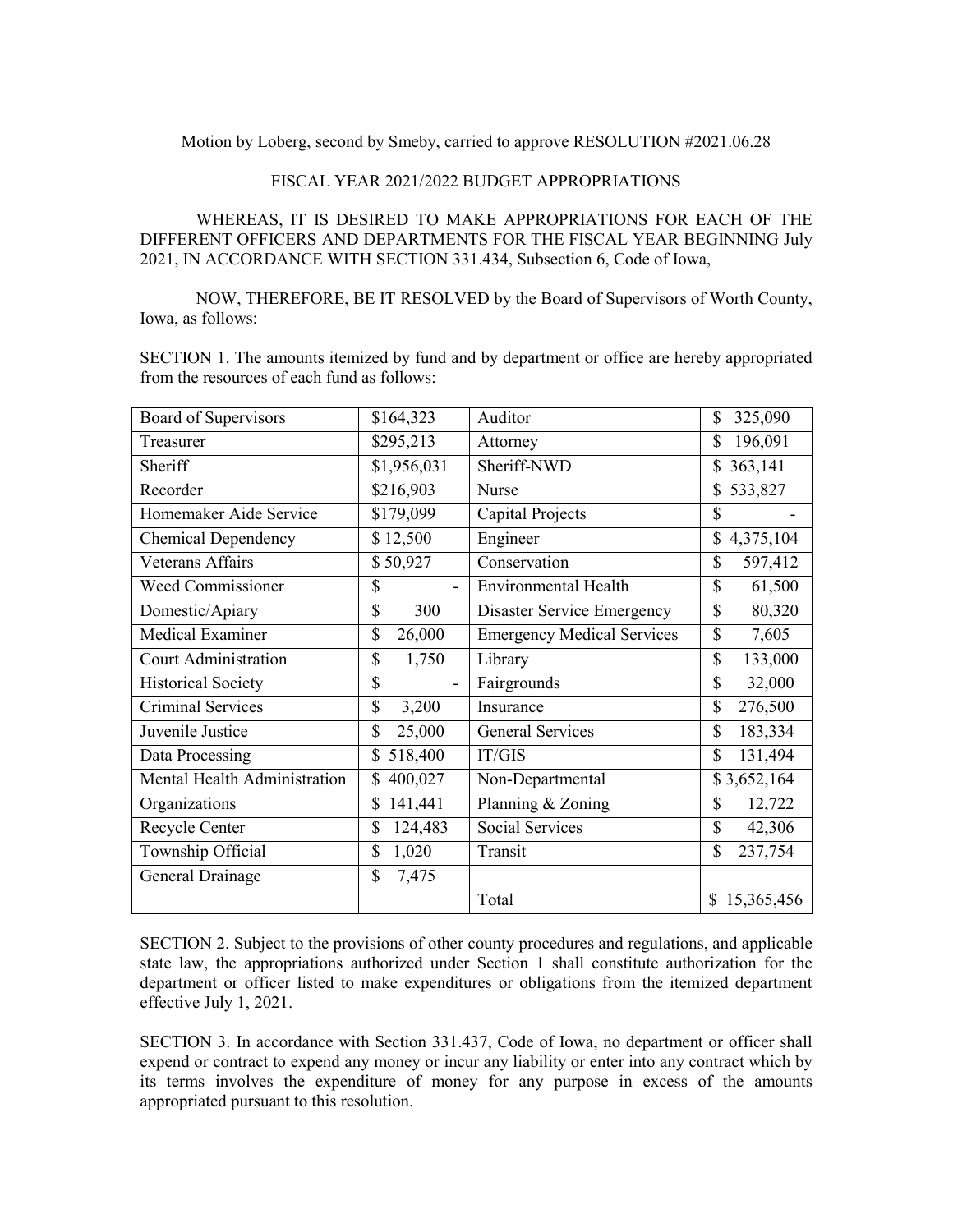Motion by Loberg, second by Smeby, carried to approve RESOLUTION #2021.06.28

FISCAL YEAR 2021/2022 BUDGET APPROPRIATIONS

WHEREAS, IT IS DESIRED TO MAKE APPROPRIATIONS FOR EACH OF THE DIFFERENT OFFICERS AND DEPARTMENTS FOR THE FISCAL YEAR BEGINNING July 2021, IN ACCORDANCE WITH SECTION 331.434, Subsection 6, Code of Iowa,

NOW, THEREFORE, BE IT RESOLVED by the Board of Supervisors of Worth County, Iowa, as follows:

SECTION 1. The amounts itemized by fund and by department or office are hereby appropriated from the resources of each fund as follows:

| Board of Supervisors | $164,323 | Auditor | $ 325,090 |
|---|---|---|---|
| Treasurer | $295,213 | Attorney | $ 196,091 |
| Sheriff | $1,956,031 | Sheriff-NWD | $ 363,141 |
| Recorder | $216,903 | Nurse | $ 533,827 |
| Homemaker Aide Service | $179,099 | Capital Projects | $ - |
| Chemical Dependency | $ 12,500 | Engineer | $ 4,375,104 |
| Veterans Affairs | $ 50,927 | Conservation | $ 597,412 |
| Weed Commissioner | $ - | Environmental Health | $ 61,500 |
| Domestic/Apiary | $ 300 | Disaster Service Emergency | $ 80,320 |
| Medical Examiner | $ 26,000 | Emergency Medical Services | $ 7,605 |
| Court Administration | $ 1,750 | Library | $ 133,000 |
| Historical Society | $ - | Fairgrounds | $ 32,000 |
| Criminal Services | $ 3,200 | Insurance | $ 276,500 |
| Juvenile Justice | $ 25,000 | General Services | $ 183,334 |
| Data Processing | $ 518,400 | IT/GIS | $ 131,494 |
| Mental Health Administration | $ 400,027 | Non-Departmental | $ 3,652,164 |
| Organizations | $ 141,441 | Planning & Zoning | $ 12,722 |
| Recycle Center | $ 124,483 | Social Services | $ 42,306 |
| Township Official | $ 1,020 | Transit | $ 237,754 |
| General Drainage | $ 7,475 | | |
| | | Total | $ 15,365,456 |

SECTION 2. Subject to the provisions of other county procedures and regulations, and applicable state law, the appropriations authorized under Section 1 shall constitute authorization for the department or officer listed to make expenditures or obligations from the itemized department effective July 1, 2021.

SECTION 3. In accordance with Section 331.437, Code of Iowa, no department or officer shall expend or contract to expend any money or incur any liability or enter into any contract which by its terms involves the expenditure of money for any purpose in excess of the amounts appropriated pursuant to this resolution.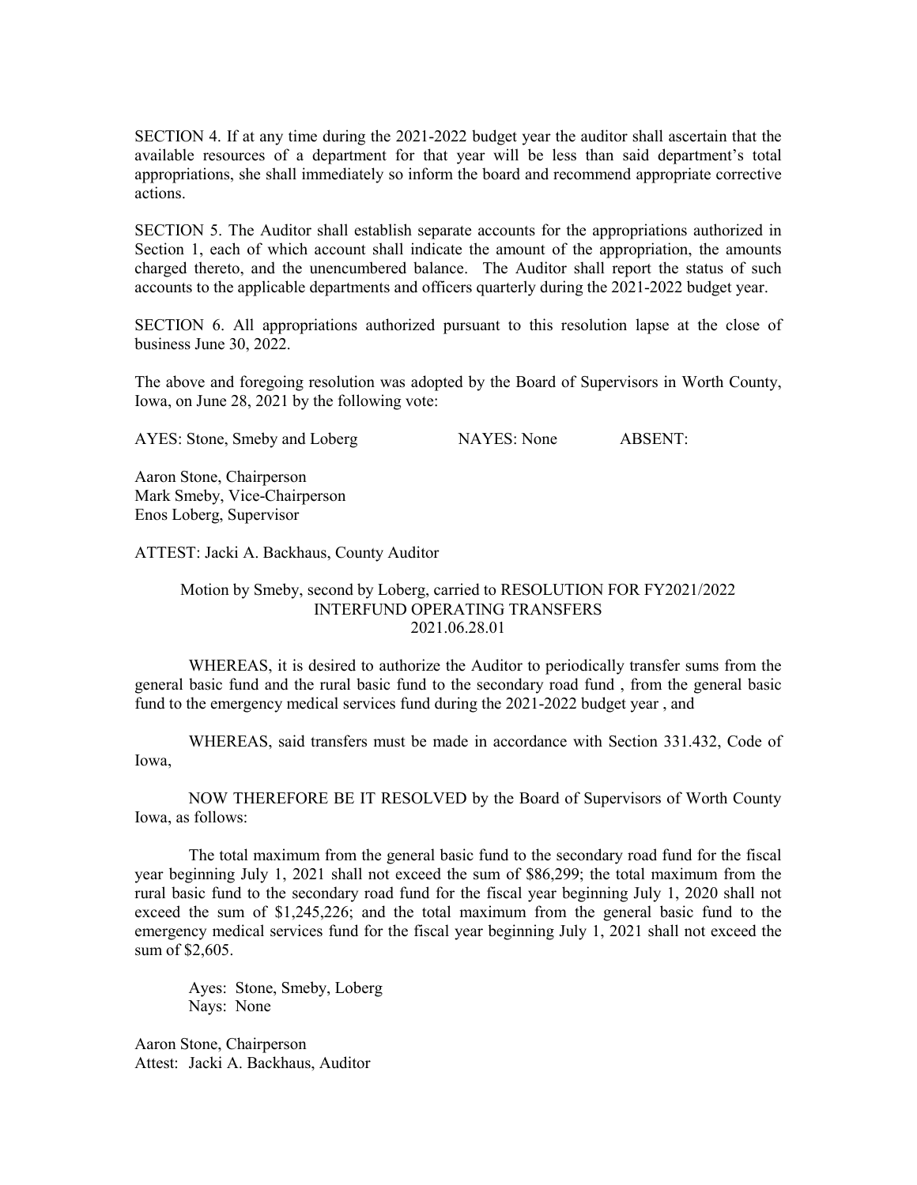SECTION 4. If at any time during the 2021-2022 budget year the auditor shall ascertain that the available resources of a department for that year will be less than said department's total appropriations, she shall immediately so inform the board and recommend appropriate corrective actions.

SECTION 5. The Auditor shall establish separate accounts for the appropriations authorized in Section 1, each of which account shall indicate the amount of the appropriation, the amounts charged thereto, and the unencumbered balance. The Auditor shall report the status of such accounts to the applicable departments and officers quarterly during the 2021-2022 budget year.

SECTION 6. All appropriations authorized pursuant to this resolution lapse at the close of business June 30, 2022.

The above and foregoing resolution was adopted by the Board of Supervisors in Worth County, Iowa, on June 28, 2021 by the following vote:

AYES: Stone, Smeby and Loberg NAYES: None ABSENT:

Aaron Stone, Chairperson
Mark Smeby, Vice-Chairperson
Enos Loberg, Supervisor

ATTEST: Jacki A. Backhaus, County Auditor

Motion by Smeby, second by Loberg, carried to RESOLUTION FOR FY2021/2022 INTERFUND OPERATING TRANSFERS
2021.06.28.01

WHEREAS, it is desired to authorize the Auditor to periodically transfer sums from the general basic fund and the rural basic fund to the secondary road fund , from the general basic fund to the emergency medical services fund during the 2021-2022 budget year , and

WHEREAS, said transfers must be made in accordance with Section 331.432, Code of Iowa,

NOW THEREFORE BE IT RESOLVED by the Board of Supervisors of Worth County Iowa, as follows:

The total maximum from the general basic fund to the secondary road fund for the fiscal year beginning July 1, 2021 shall not exceed the sum of $86,299; the total maximum from the rural basic fund to the secondary road fund for the fiscal year beginning July 1, 2020 shall not exceed the sum of $1,245,226; and the total maximum from the general basic fund to the emergency medical services fund for the fiscal year beginning July 1, 2021 shall not exceed the sum of $2,605.

Ayes: Stone, Smeby, Loberg
Nays: None

Aaron Stone, Chairperson
Attest: Jacki A. Backhaus, Auditor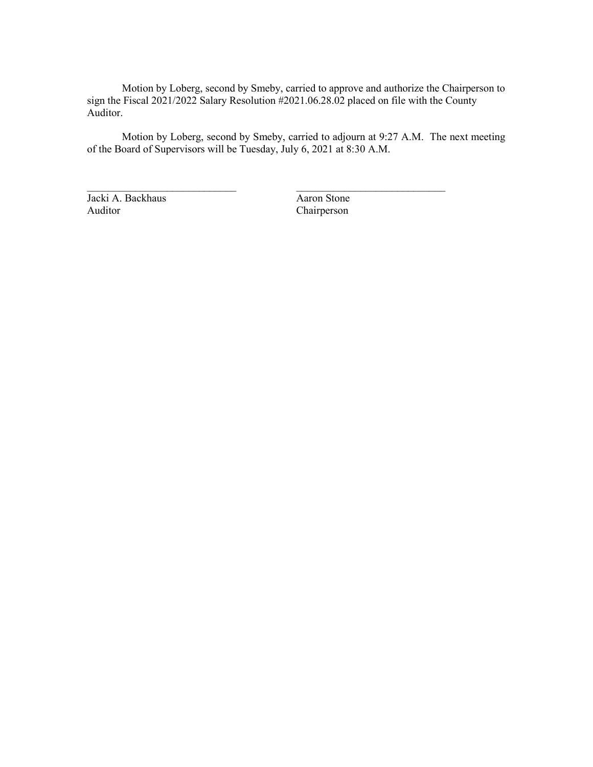Motion by Loberg, second by Smeby, carried to approve and authorize the Chairperson to sign the Fiscal 2021/2022 Salary Resolution #2021.06.28.02 placed on file with the County Auditor.

Motion by Loberg, second by Smeby, carried to adjourn at 9:27 A.M. The next meeting of the Board of Supervisors will be Tuesday, July 6, 2021 at 8:30 A.M.

| | |
|---|---|
| \_\_\_\_\_\_\_\_\_\_\_\_\_\_\_\_\_\_\_\_\_\_\_\_\_\_\_\_\_\_ | \_\_\_\_\_\_\_\_\_\_\_\_\_\_\_\_\_\_\_\_\_\_\_\_\_\_\_\_\_\_ |
| Jacki A. Backhaus | Aaron Stone |
| Auditor | Chairperson |